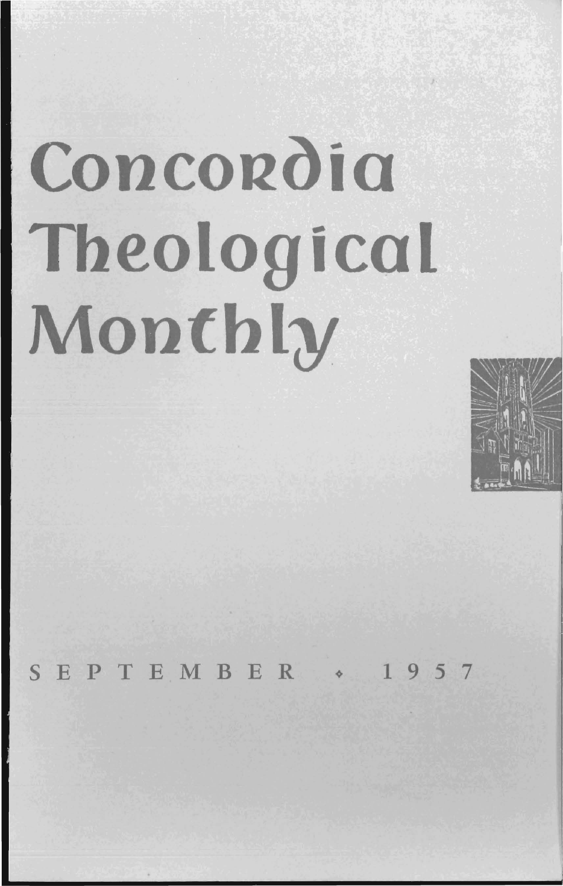# Concordia Theological Monthly

SEPTEMBER • 1957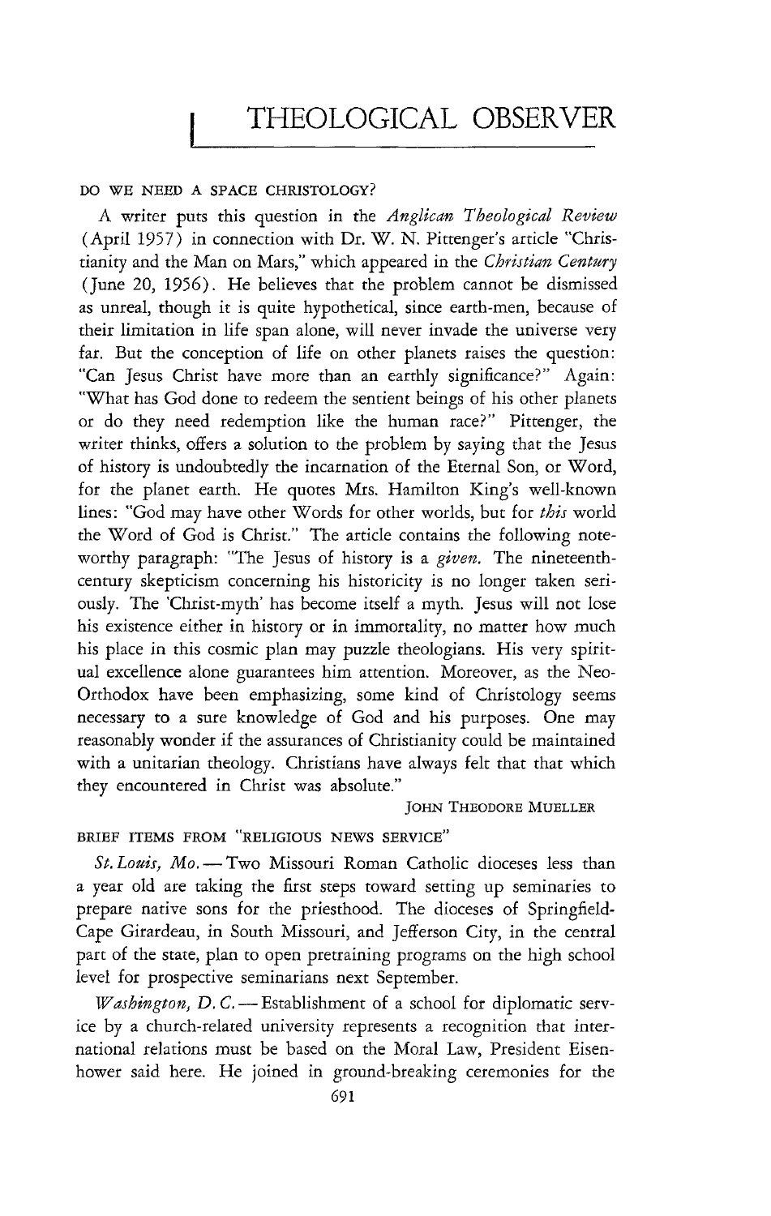# THEOLOGICAL OBSERVER

## DO WE NEED A SPACE CHRISTOLOGY?

A writer puts this question in the *Anglican Theological Review* (April 1957) in connection with Dr. W. N. Pittenger's article "Christianity and the Man on Mars," which appeared in the *Christian Century* (June 20, 1956). He believes that the problem cannot be dismissed as unreal, though it is quite hypothetical, since earth-men, because of their limitation in life span alone, will never invade the universe very far. But the conception of life on other planets raises the question: "Can Jesus Christ have more than an earthly significance?" Again: "What has God done to redeem the sentient beings of his other planets or do they need redemption like the human race?" Pittenger, the writer thinks, offers a solution to the problem by saying that the Jesus of history is undoubtedly the incarnation of the Eternal Son, or Word, for the planet earth. He quotes Mrs. Hamilton King's well-known lines: "God may have other Words for other worlds, but for *this* world the Word of God is Christ." The article contains the following noteworthy paragraph: "The Jesus of history is a *given.* The nineteenth-century skepticism concerning his historicity is no longer taken seriously. The 'Christ-myth' has become itself a myth. Jesus will not lose his existence either in history or in immortality, no matter how much his place in this cosmic plan may puzzle theologians. His very spiritual excellence alone guarantees him attention. Moreover, as the Neo-Orthodox have been emphasizing, some kind of Christology seems necessary to a sure knowledge of God and his purposes. One may reasonably wonder if the assurances of Christianity could be maintained with a unitarian theology. Christians have always felt that that which they encountered in Christ was absolute."

JOHN THEODORE MUELLER

## BRIEF ITEMS FROM "RELIGIOUS NEWS SERVICE"

*St. Louis, Mo.* — Two Missouri Roman Catholic dioceses less than a year old are taking the first steps toward setting up seminaries to prepare native sons for the priesthood. The dioceses of Springfield-Cape Girardeau, in South Missouri, and Jefferson City, in the central part of the state, plan to open pretraining programs on the high school level for prospective seminarians next September.

*Washington, D. C.* — Establishment of a school for diplomatic service by a church-related university represents a recognition that international relations must be based on the Moral Law, President Eisenhower said here. He joined in ground-breaking ceremonies for the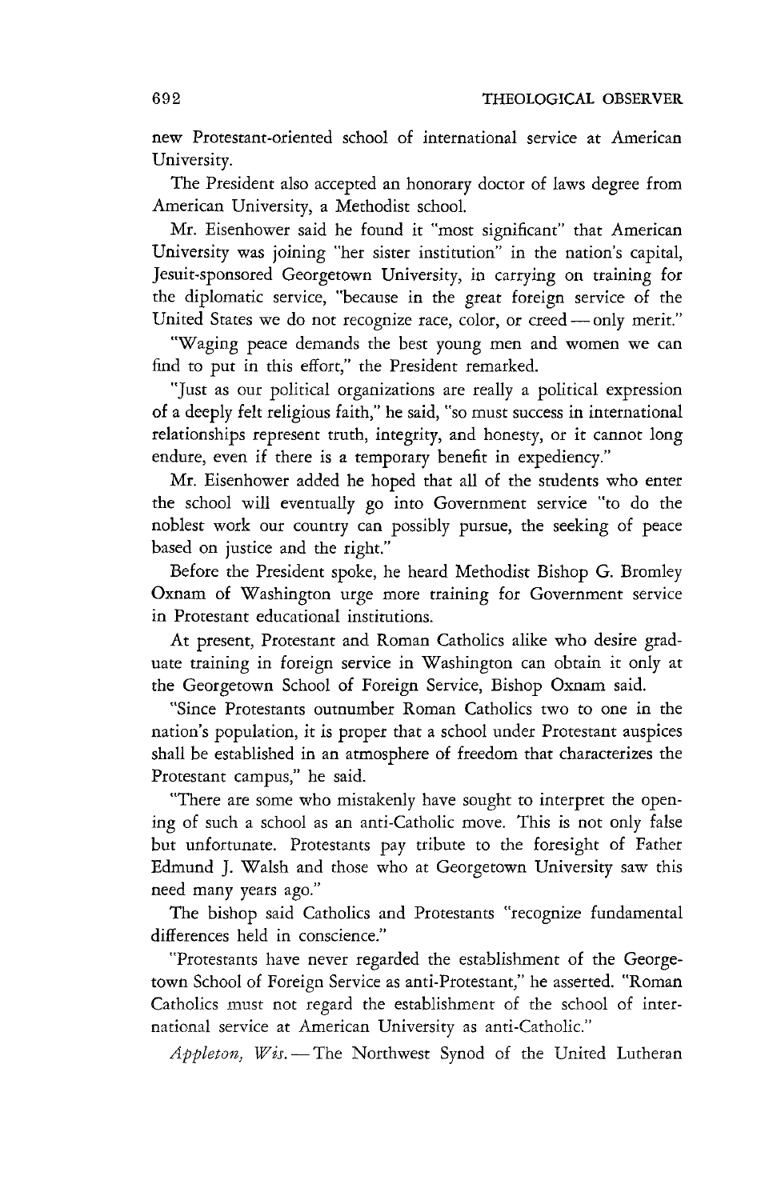new Protestant-oriented school of international service at American University.

The President also accepted an honorary doctor of laws degree from American University, a Methodist school.

Mr. Eisenhower said he found it "most significant" that American University was joining "her sister institution" in the nation's capital, Jesuit-sponsored Georgetown University, in carrying on training for the diplomatic service, "because in the great foreign service of the United States we do not recognize race, color, or creed — only merit."

"Waging peace demands the best young men and women we can find to put in this effort," the President remarked.

"Just as our political organizations are really a political expression of a deeply felt religious faith," he said, "so must success in international relationships represent truth, integrity, and honesty, or it cannot long endure, even if there is a temporary benefit in expediency."

Mr. Eisenhower added he hoped that all of the students who enter the school will eventually go into Government service "to do the noblest work our country can possibly pursue, the seeking of peace based on justice and the right."

Before the President spoke, he heard Methodist Bishop G. Bromley Oxnam of Washington urge more training for Government service in Protestant educational institutions.

At present, Protestant and Roman Catholics alike who desire graduate training in foreign service in Washington can obtain it only at the Georgetown School of Foreign Service, Bishop Oxnam said.

"Since Protestants outnumber Roman Catholics two to one in the nation's population, it is proper that a school under Protestant auspices shall be established in an atmosphere of freedom that characterizes the Protestant campus," he said.

"There are some who mistakenly have sought to interpret the opening of such a school as an anti-Catholic move. This is not only false but unfortunate. Protestants pay tribute to the foresight of Father Edmund J. Walsh and those who at Georgetown University saw this need many years ago."

The bishop said Catholics and Protestants "recognize fundamental differences held in conscience."

"Protestants have never regarded the establishment of the Georgetown School of Foreign Service as anti-Protestant," he asserted. "Roman Catholics must not regard the establishment of the school of international service at American University as anti-Catholic."

*Appleton, Wis.* — The Northwest Synod of the United Lutheran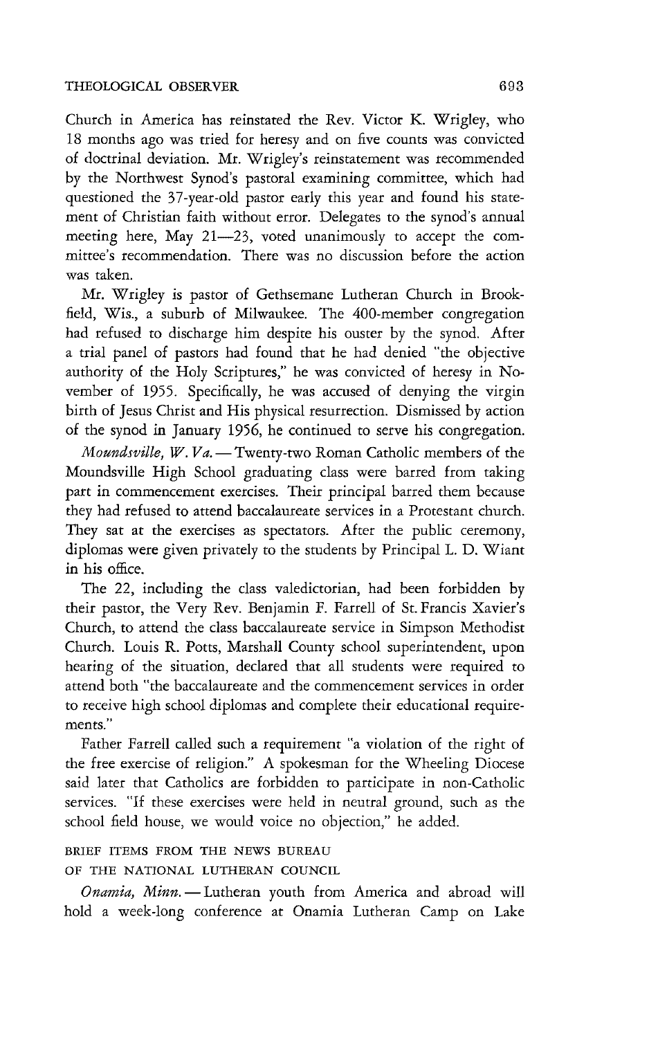Church in America has reinstated the Rev. Victor K. Wrigley, who 18 months ago was tried for heresy and on five counts was convicted of doctrinal deviation. Mr. Wrigley's reinstatement was recommended by the Northwest Synod's pastoral examining committee, which had questioned the 37-year-old pastor early this year and found his statement of Christian faith without error. Delegates to the synod's annual meeting here, May 21—23, voted unanimously to accept the committee's recommendation. There was no discussion before the action was taken.

Mr. Wrigley is pastor of Gethsemane Lutheran Church in Brookfield, Wis., a suburb of Milwaukee. The 400-member congregation had refused to discharge him despite his ouster by the synod. After a trial panel of pastors had found that he had denied "the objective authority of the Holy Scriptures," he was convicted of heresy in November of 1955. Specifically, he was accused of denying the virgin birth of Jesus Christ and His physical resurrection. Dismissed by action of the synod in January 1956, he continued to serve his congregation.

*Moundsville, W. Va.* — Twenty-two Roman Catholic members of the Moundsville High School graduating class were barred from taking part in commencement exercises. Their principal barred them because they had refused to attend baccalaureate services in a Protestant church. They sat at the exercises as spectators. After the public ceremony, diplomas were given privately to the students by Principal L. D. Wiant in his office.

The 22, including the class valedictorian, had been forbidden by their pastor, the Very Rev. Benjamin F. Farrell of St. Francis Xavier's Church, to attend the class baccalaureate service in Simpson Methodist Church. Louis R. Potts, Marshall County school superintendent, upon hearing of the situation, declared that all students were required to attend both "the baccalaureate and the commencement services in order to receive high school diplomas and complete their educational requirements."

Father Farrell called such a requirement "a violation of the right of the free exercise of religion." A spokesman for the Wheeling Diocese said later that Catholics are forbidden to participate in non-Catholic services. "If these exercises were held in neutral ground, such as the school field house, we would voice no objection," he added.

BRIEF ITEMS FROM THE NEWS BUREAU OF THE NATIONAL LUTHERAN COUNCIL

*Onamia, Minn.* — Lutheran youth from America and abroad will hold a week-long conference at Onamia Lutheran Camp on Lake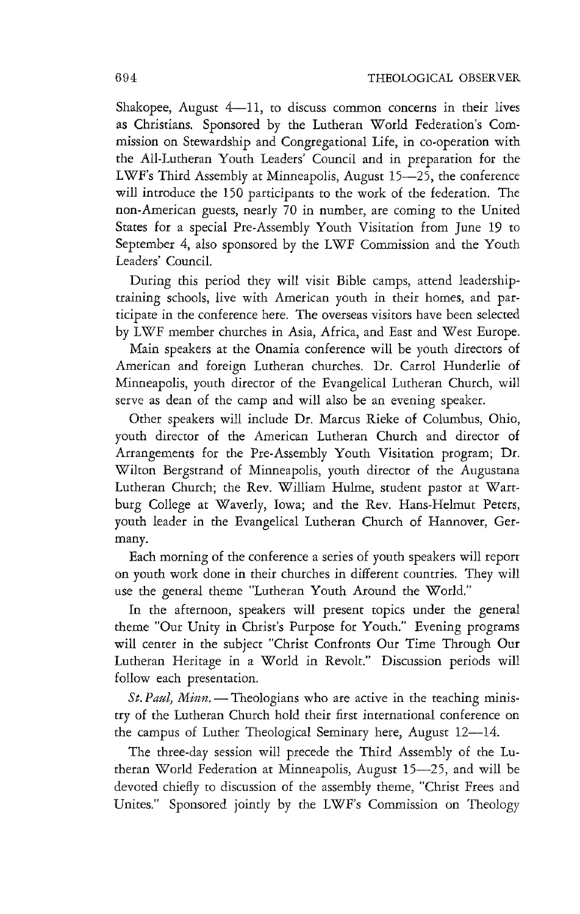Shakopee, August 4—11, to discuss common concerns in their lives as Christians. Sponsored by the Lutheran World Federation's Commission on Stewardship and Congregational Life, in co-operation with the All-Lutheran Youth Leaders' Council and in preparation for the LWF's Third Assembly at Minneapolis, August 15—25, the conference will introduce the 150 participants to the work of the federation. The non-American guests, nearly 70 in number, are coming to the United States for a special Pre-Assembly Youth Visitation from June 19 to September 4, also sponsored by the LWF Commission and the Youth Leaders' Council.

During this period they will visit Bible camps, attend leadership-training schools, live with American youth in their homes, and participate in the conference here. The overseas visitors have been selected by LWF member churches in Asia, Africa, and East and West Europe.

Main speakers at the Onamia conference will be youth directors of American and foreign Lutheran churches. Dr. Carrol Hunderlie of Minneapolis, youth director of the Evangelical Lutheran Church, will serve as dean of the camp and will also be an evening speaker.

Other speakers will include Dr. Marcus Rieke of Columbus, Ohio, youth director of the American Lutheran Church and director of Arrangements for the Pre-Assembly Youth Visitation program; Dr. Wilton Bergstrand of Minneapolis, youth director of the Augustana Lutheran Church; the Rev. William Hulme, student pastor at Wartburg College at Waverly, Iowa; and the Rev. Hans-Helmut Peters, youth leader in the Evangelical Lutheran Church of Hannover, Germany.

Each morning of the conference a series of youth speakers will report on youth work done in their churches in different countries. They will use the general theme "Lutheran Youth Around the World."

In the afternoon, speakers will present topics under the general theme "Our Unity in Christ's Purpose for Youth." Evening programs will center in the subject "Christ Confronts Our Time Through Our Lutheran Heritage in a World in Revolt." Discussion periods will follow each presentation.

*St. Paul, Minn.* — Theologians who are active in the teaching ministry of the Lutheran Church hold their first international conference on the campus of Luther Theological Seminary here, August 12—14.

The three-day session will precede the Third Assembly of the Lutheran World Federation at Minneapolis, August 15—25, and will be devoted chiefly to discussion of the assembly theme, "Christ Frees and Unites." Sponsored jointly by the LWF's Commission on Theology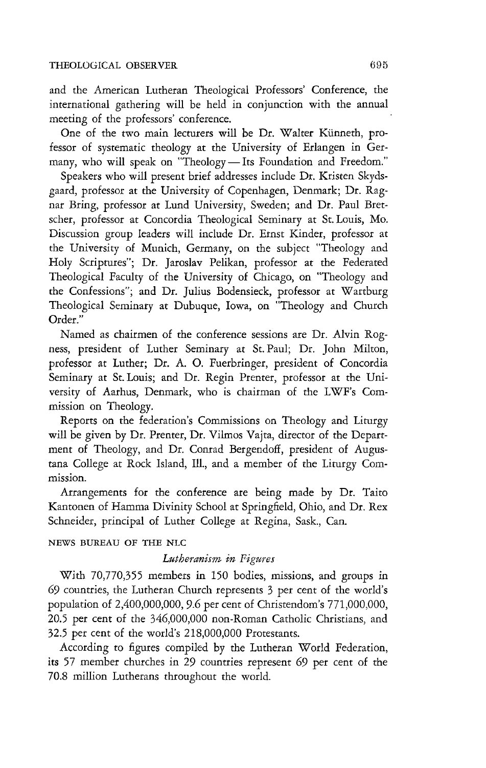and the American Lutheran Theological Professors' Conference, the international gathering will be held in conjunction with the annual meeting of the professors' conference.

One of the two main lecturers will be Dr. Walter Künneth, professor of systematic theology at the University of Erlangen in Germany, who will speak on "Theology — Its Foundation and Freedom."

Speakers who will present brief addresses include Dr. Kristen Skydsgaard, professor at the University of Copenhagen, Denmark; Dr. Ragnar Bring, professor at Lund University, Sweden; and Dr. Paul Bretscher, professor at Concordia Theological Seminary at St. Louis, Mo. Discussion group leaders will include Dr. Ernst Kinder, professor at the University of Munich, Germany, on the subject "Theology and Holy Scriptures"; Dr. Jaroslav Pelikan, professor at the Federated Theological Faculty of the University of Chicago, on "Theology and the Confessions"; and Dr. Julius Bodensieck, professor at Wartburg Theological Seminary at Dubuque, Iowa, on "Theology and Church Order."

Named as chairmen of the conference sessions are Dr. Alvin Rogness, president of Luther Seminary at St. Paul; Dr. John Milton, professor at Luther; Dr. A. O. Fuerbringer, president of Concordia Seminary at St. Louis; and Dr. Regin Prenter, professor at the University of Aarhus, Denmark, who is chairman of the LWF's Commission on Theology.

Reports on the federation's Commissions on Theology and Liturgy will be given by Dr. Prenter, Dr. Vilmos Vajta, director of the Department of Theology, and Dr. Conrad Bergendoff, president of Augustana College at Rock Island, Ill., and a member of the Liturgy Commission.

Arrangements for the conference are being made by Dr. Taito Kantonen of Hamma Divinity School at Springfield, Ohio, and Dr. Rex Schneider, principal of Luther College at Regina, Sask., Can.

NEWS BUREAU OF THE NLC

### *Lutheranism in Figures*

With 70,770,355 members in 150 bodies, missions, and groups in 69 countries, the Lutheran Church represents 3 per cent of the world's population of 2,400,000,000, 9.6 per cent of Christendom's 771,000,000, 20.5 per cent of the 346,000,000 non-Roman Catholic Christians, and 32.5 per cent of the world's 218,000,000 Protestants.

According to figures compiled by the Lutheran World Federation, its 57 member churches in 29 countries represent 69 per cent of the 70.8 million Lutherans throughout the world.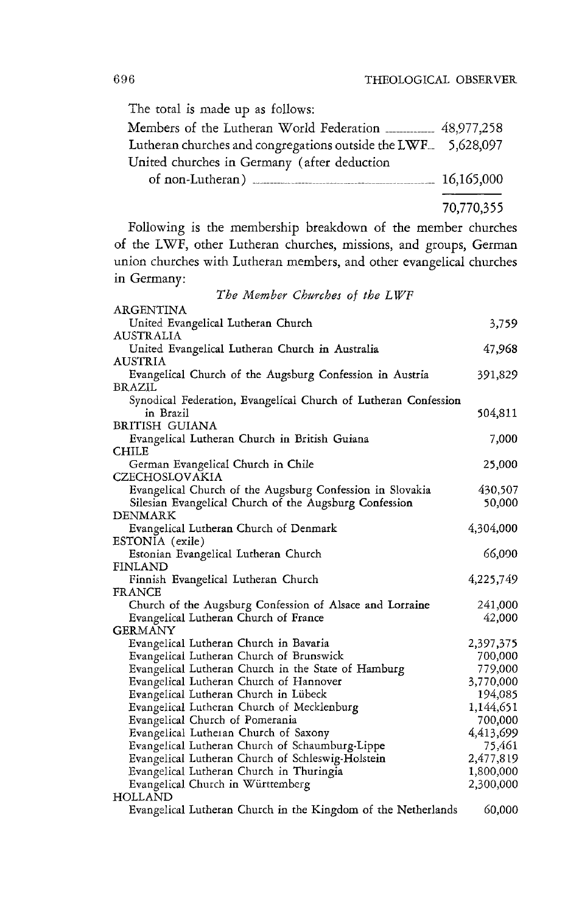The total is made up as follows:

| | |
|---|---|
| Members of the Lutheran World Federation | 48,977,258 |
| Lutheran churches and congregations outside the LWF | 5,628,097 |
| United churches in Germany (after deduction of non-Lutheran) | 16,165,000 |
| | 70,770,355 |

Following is the membership breakdown of the member churches of the LWF, other Lutheran churches, missions, and groups, German union churches with Lutheran members, and other evangelical churches in Germany:

*The Member Churches of the LWF*

| | |
|---|---|
| ARGENTINA | |
| United Evangelical Lutheran Church | 3,759 |
| AUSTRALIA | |
| United Evangelical Lutheran Church in Australia | 47,968 |
| AUSTRIA | |
| Evangelical Church of the Augsburg Confession in Austria | 391,829 |
| BRAZIL | |
| Synodical Federation, Evangelical Church of Lutheran Confession in Brazil | 504,811 |
| BRITISH GUIANA | |
| Evangelical Lutheran Church in British Guiana | 7,000 |
| CHILE | |
| German Evangelical Church in Chile | 25,000 |
| CZECHOSLOVAKIA | |
| Evangelical Church of the Augsburg Confession in Slovakia | 430,507 |
| Silesian Evangelical Church of the Augsburg Confession | 50,000 |
| DENMARK | |
| Evangelical Lutheran Church of Denmark | 4,304,000 |
| ESTONIA (exile) | |
| Estonian Evangelical Lutheran Church | 66,000 |
| FINLAND | |
| Finnish Evangelical Lutheran Church | 4,225,749 |
| FRANCE | |
| Church of the Augsburg Confession of Alsace and Lorraine | 241,000 |
| Evangelical Lutheran Church of France | 42,000 |
| GERMANY | |
| Evangelical Lutheran Church in Bavaria | 2,397,375 |
| Evangelical Lutheran Church of Brunswick | 700,000 |
| Evangelical Lutheran Church in the State of Hamburg | 779,000 |
| Evangelical Lutheran Church of Hannover | 3,770,000 |
| Evangelical Lutheran Church in Lübeck | 194,085 |
| Evangelical Lutheran Church of Mecklenburg | 1,144,651 |
| Evangelical Church of Pomerania | 700,000 |
| Evangelical Lutheran Church of Saxony | 4,413,699 |
| Evangelical Lutheran Church of Schaumburg-Lippe | 75,461 |
| Evangelical Lutheran Church of Schleswig-Holstein | 2,477,819 |
| Evangelical Lutheran Church in Thuringia | 1,800,000 |
| Evangelical Church in Württemberg | 2,300,000 |
| HOLLAND | |
| Evangelical Lutheran Church in the Kingdom of the Netherlands | 60,000 |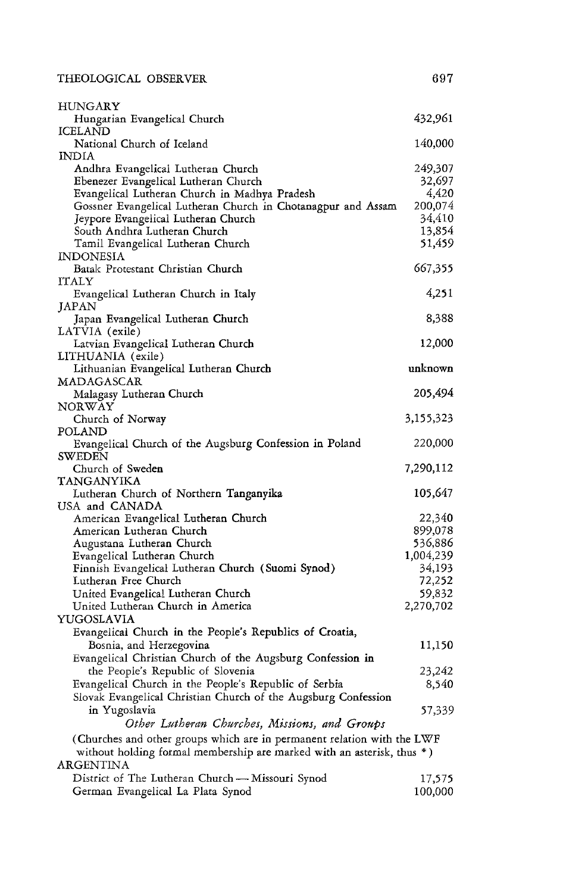| | |
|---|---|
| HUNGARY | |
| Hungarian Evangelical Church | 432,961 |
| ICELAND | |
| National Church of Iceland | 140,000 |
| INDIA | |
| Andhra Evangelical Lutheran Church | 249,307 |
| Ebenezer Evangelical Lutheran Church | 32,697 |
| Evangelical Lutheran Church in Madhya Pradesh | 4,420 |
| Gossner Evangelical Lutheran Church in Chotanagpur and Assam | 200,074 |
| Jeypore Evangelical Lutheran Church | 34,410 |
| South Andhra Lutheran Church | 13,854 |
| Tamil Evangelical Lutheran Church | 51,459 |
| INDONESIA | |
| Batak Protestant Christian Church | 667,355 |
| ITALY | |
| Evangelical Lutheran Church in Italy | 4,251 |
| JAPAN | |
| Japan Evangelical Lutheran Church | 8,388 |
| LATVIA (exile) | |
| Latvian Evangelical Lutheran Church | 12,000 |
| LITHUANIA (exile) | |
| Lithuanian Evangelical Lutheran Church | unknown |
| MADAGASCAR | |
| Malagasy Lutheran Church | 205,494 |
| NORWAY | |
| Church of Norway | 3,155,323 |
| POLAND | |
| Evangelical Church of the Augsburg Confession in Poland | 220,000 |
| SWEDEN | |
| Church of Sweden | 7,290,112 |
| TANGANYIKA | |
| Lutheran Church of Northern Tanganyika | 105,647 |
| USA and CANADA | |
| American Evangelical Lutheran Church | 22,340 |
| American Lutheran Church | 899,078 |
| Augustana Lutheran Church | 536,886 |
| Evangelical Lutheran Church | 1,004,239 |
| Finnish Evangelical Lutheran Church (Suomi Synod) | 34,193 |
| Lutheran Free Church | 72,252 |
| United Evangelical Lutheran Church | 59,832 |
| United Lutheran Church in America | 2,270,702 |
| YUGOSLAVIA | |
| Evangelical Church in the People's Republics of Croatia, Bosnia, and Herzegovina | 11,150 |
| Evangelical Christian Church of the Augsburg Confession in the People's Republic of Slovenia | 23,242 |
| Evangelical Church in the People's Republic of Serbia | 8,540 |
| Slovak Evangelical Christian Church of the Augsburg Confession in Yugoslavia | 57,339 |

*Other Lutheran Churches, Missions, and Groups*

(Churches and other groups which are in permanent relation with the LWF without holding formal membership are marked with an asterisk, thus *)

| | |
|---|---|
| ARGENTINA | |
| District of The Lutheran Church — Missouri Synod | 17,575 |
| German Evangelical La Plata Synod | 100,000 |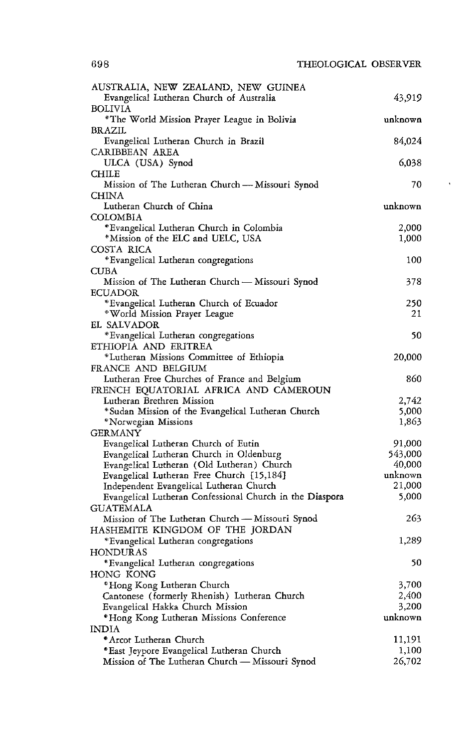| | |
|---|---|
| AUSTRALIA, NEW ZEALAND, NEW GUINEA | |
| Evangelical Lutheran Church of Australia | 43,919 |
| BOLIVIA | |
| *The World Mission Prayer League in Bolivia | unknown |
| BRAZIL | |
| Evangelical Lutheran Church in Brazil | 84,024 |
| CARIBBEAN AREA | |
| ULCA (USA) Synod | 6,038 |
| CHILE | |
| Mission of The Lutheran Church — Missouri Synod | 70 |
| CHINA | |
| Lutheran Church of China | unknown |
| COLOMBIA | |
| *Evangelical Lutheran Church in Colombia | 2,000 |
| *Mission of the ELC and UELC, USA | 1,000 |
| COSTA RICA | |
| *Evangelical Lutheran congregations | 100 |
| CUBA | |
| Mission of The Lutheran Church — Missouri Synod | 378 |
| ECUADOR | |
| *Evangelical Lutheran Church of Ecuador | 250 |
| *World Mission Prayer League | 21 |
| EL SALVADOR | |
| *Evangelical Lutheran congregations | 50 |
| ETHIOPIA AND ERITREA | |
| *Lutheran Missions Committee of Ethiopia | 20,000 |
| FRANCE AND BELGIUM | |
| Lutheran Free Churches of France and Belgium | 860 |
| FRENCH EQUATORIAL AFRICA AND CAMEROUN | |
| Lutheran Brethren Mission | 2,742 |
| *Sudan Mission of the Evangelical Lutheran Church | 5,000 |
| *Norwegian Missions | 1,863 |
| GERMANY | |
| Evangelical Lutheran Church of Eutin | 91,000 |
| Evangelical Lutheran Church in Oldenburg | 543,000 |
| Evangelical Lutheran (Old Lutheran) Church | 40,000 |
| Evangelical Lutheran Free Church [15,184] | unknown |
| Independent Evangelical Lutheran Church | 21,000 |
| Evangelical Lutheran Confessional Church in the Diaspora | 5,000 |
| GUATEMALA | |
| Mission of The Lutheran Church — Missouri Synod | 263 |
| HASHEMITE KINGDOM OF THE JORDAN | |
| *Evangelical Lutheran congregations | 1,289 |
| HONDURAS | |
| *Evangelical Lutheran congregations | 50 |
| HONG KONG | |
| *Hong Kong Lutheran Church | 3,700 |
| Cantonese (formerly Rhenish) Lutheran Church | 2,400 |
| Evangelical Hakka Church Mission | 3,200 |
| *Hong Kong Lutheran Missions Conference | unknown |
| INDIA | |
| *Arcot Lutheran Church | 11,191 |
| *East Jeypore Evangelical Lutheran Church | 1,100 |
| Mission of The Lutheran Church — Missouri Synod | 26,702 |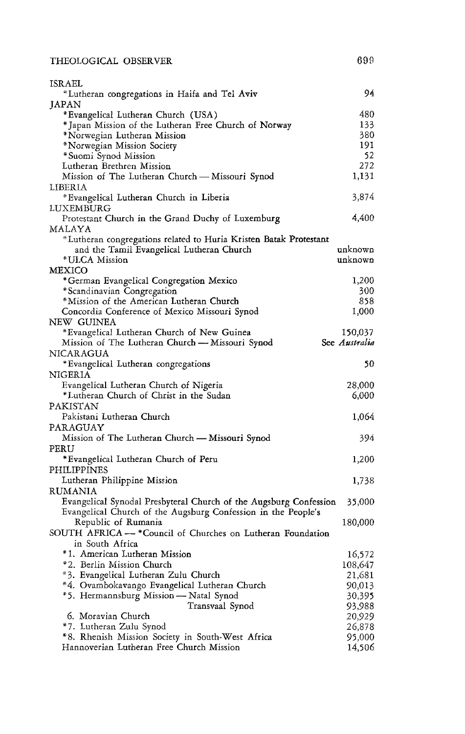| | |
|---|---|
| ISRAEL | |
| *Lutheran congregations in Haifa and Tel Aviv | 94 |
| JAPAN | |
| *Evangelical Lutheran Church (USA) | 480 |
| *Japan Mission of the Lutheran Free Church of Norway | 133 |
| *Norwegian Lutheran Mission | 380 |
| *Norwegian Mission Society | 191 |
| *Suomi Synod Mission | 52 |
| Lutheran Brethren Mission | 272 |
| Mission of The Lutheran Church — Missouri Synod | 1,131 |
| LIBERIA | |
| *Evangelical Lutheran Church in Liberia | 3,874 |
| LUXEMBURG | |
| Protestant Church in the Grand Duchy of Luxemburg | 4,400 |
| MALAYA | |
| *Lutheran congregations related to Huria Kristen Batak Protestant and the Tamil Evangelical Lutheran Church | unknown |
| *ULCA Mission | unknown |
| MEXICO | |
| *German Evangelical Congregation Mexico | 1,200 |
| *Scandinavian Congregation | 300 |
| *Mission of the American Lutheran Church | 858 |
| Concordia Conference of Mexico Missouri Synod | 1,000 |
| NEW GUINEA | |
| *Evangelical Lutheran Church of New Guinea | 150,037 |
| Mission of The Lutheran Church — Missouri Synod | See *Australia* |
| NICARAGUA | |
| *Evangelical Lutheran congregations | 50 |
| NIGERIA | |
| Evangelical Lutheran Church of Nigeria | 28,000 |
| *Lutheran Church of Christ in the Sudan | 6,000 |
| PAKISTAN | |
| Pakistani Lutheran Church | 1,064 |
| PARAGUAY | |
| Mission of The Lutheran Church — Missouri Synod | 394 |
| PERU | |
| *Evangelical Lutheran Church of Peru | 1,200 |
| PHILIPPINES | |
| Lutheran Philippine Mission | 1,738 |
| RUMANIA | |
| Evangelical Synodal Presbyteral Church of the Augsburg Confession | 35,000 |
| Evangelical Church of the Augsburg Confession in the People's Republic of Rumania | 180,000 |
| SOUTH AFRICA — *Council of Churches on Lutheran Foundation in South Africa | |
| *1. American Lutheran Mission | 16,572 |
| *2. Berlin Mission Church | 108,647 |
| *3. Evangelical Lutheran Zulu Church | 21,681 |
| *4. Ovambokavango Evangelical Lutheran Church | 90,013 |
| *5. Hermannsburg Mission — Natal Synod | 30,395 |
| Transvaal Synod | 93,988 |
| 6. Moravian Church | 20,929 |
| *7. Lutheran Zulu Synod | 26,878 |
| *8. Rhenish Mission Society in South-West Africa | 95,000 |
| Hannoverian Lutheran Free Church Mission | 14,506 |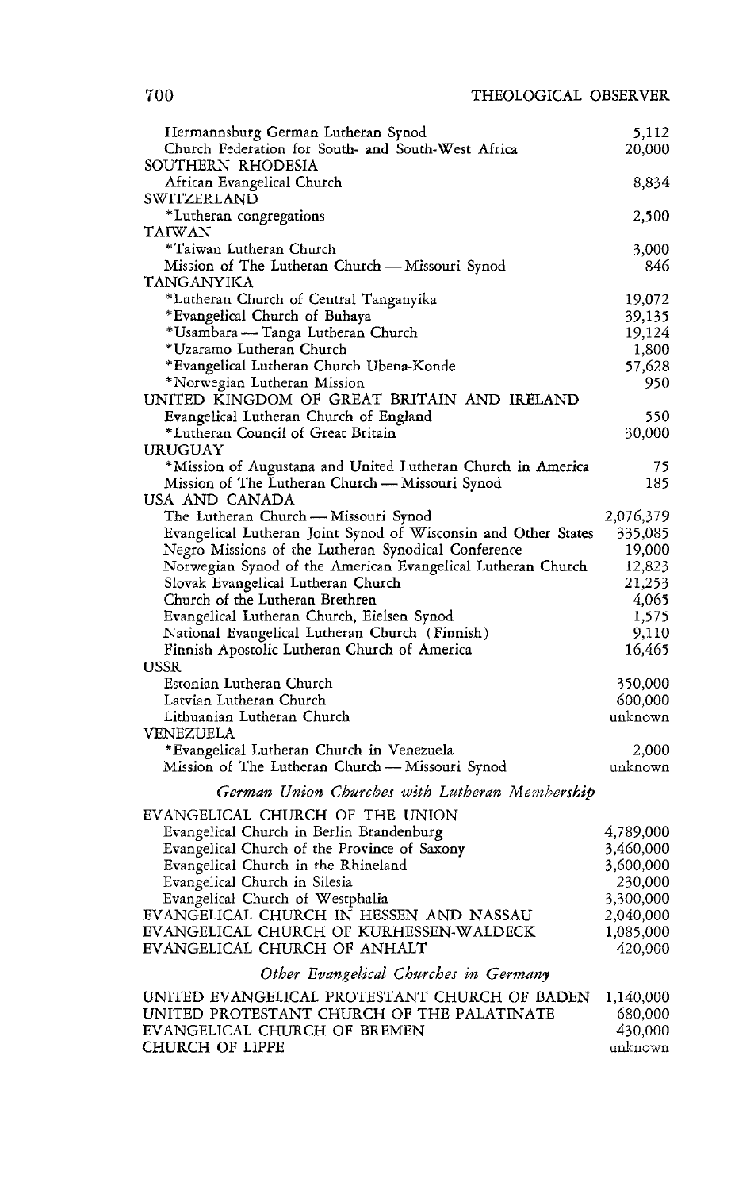| | |
|---|---|
| Hermannsburg German Lutheran Synod | 5,112 |
| Church Federation for South- and South-West Africa | 20,000 |
| SOUTHERN RHODESIA | |
| African Evangelical Church | 8,834 |
| SWITZERLAND | |
| *Lutheran congregations | 2,500 |
| TAIWAN | |
| *Taiwan Lutheran Church | 3,000 |
| Mission of The Lutheran Church — Missouri Synod | 846 |
| TANGANYIKA | |
| *Lutheran Church of Central Tanganyika | 19,072 |
| *Evangelical Church of Buhaya | 39,135 |
| *Usambara — Tanga Lutheran Church | 19,124 |
| *Uzaramo Lutheran Church | 1,800 |
| *Evangelical Lutheran Church Ubena-Konde | 57,628 |
| *Norwegian Lutheran Mission | 950 |
| UNITED KINGDOM OF GREAT BRITAIN AND IRELAND | |
| Evangelical Lutheran Church of England | 550 |
| *Lutheran Council of Great Britain | 30,000 |
| URUGUAY | |
| *Mission of Augustana and United Lutheran Church in America | 75 |
| Mission of The Lutheran Church — Missouri Synod | 185 |
| USA AND CANADA | |
| The Lutheran Church — Missouri Synod | 2,076,379 |
| Evangelical Lutheran Joint Synod of Wisconsin and Other States | 335,085 |
| Negro Missions of the Lutheran Synodical Conference | 19,000 |
| Norwegian Synod of the American Evangelical Lutheran Church | 12,823 |
| Slovak Evangelical Lutheran Church | 21,253 |
| Church of the Lutheran Brethren | 4,065 |
| Evangelical Lutheran Church, Eielsen Synod | 1,575 |
| National Evangelical Lutheran Church (Finnish) | 9,110 |
| Finnish Apostolic Lutheran Church of America | 16,465 |
| USSR | |
| Estonian Lutheran Church | 350,000 |
| Latvian Lutheran Church | 600,000 |
| Lithuanian Lutheran Church | unknown |
| VENEZUELA | |
| *Evangelical Lutheran Church in Venezuela | 2,000 |
| Mission of The Lutheran Church — Missouri Synod | unknown |

*German Union Churches with Lutheran Membership*

| | |
|---|---|
| EVANGELICAL CHURCH OF THE UNION | |
| Evangelical Church in Berlin Brandenburg | 4,789,000 |
| Evangelical Church of the Province of Saxony | 3,460,000 |
| Evangelical Church in the Rhineland | 3,600,000 |
| Evangelical Church in Silesia | 230,000 |
| Evangelical Church of Westphalia | 3,300,000 |
| EVANGELICAL CHURCH IN HESSEN AND NASSAU | 2,040,000 |
| EVANGELICAL CHURCH OF KURHESSEN-WALDECK | 1,085,000 |
| EVANGELICAL CHURCH OF ANHALT | 420,000 |

*Other Evangelical Churches in Germany*

| | |
|---|---|
| UNITED EVANGELICAL PROTESTANT CHURCH OF BADEN | 1,140,000 |
| UNITED PROTESTANT CHURCH OF THE PALATINATE | 680,000 |
| EVANGELICAL CHURCH OF BREMEN | 430,000 |
| CHURCH OF LIPPE | unknown |